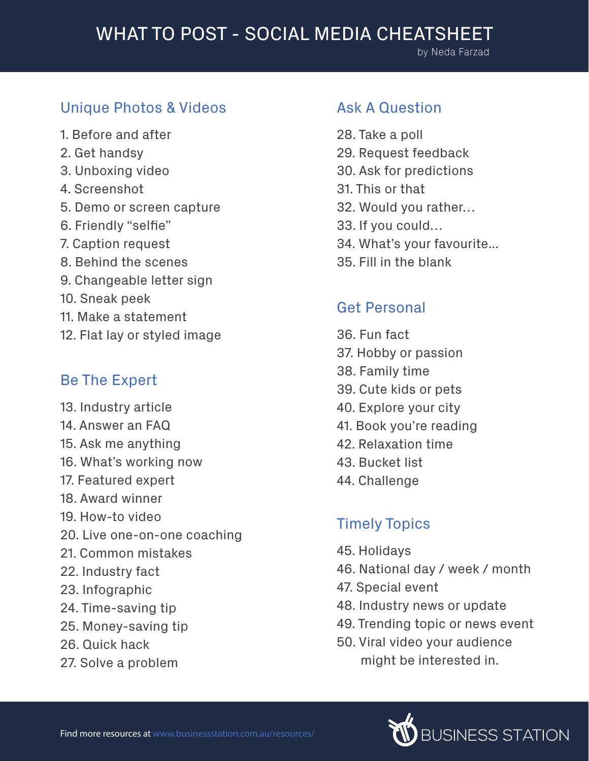# WHAT TO POST - SOCIAL MEDIA CHEATSHEET

by Neda Farzad

## Unique Photos & Videos

1. Before and after
2. Get handsy
3. Unboxing video
4. Screenshot
5. Demo or screen capture
6. Friendly "selfie"
7. Caption request
8. Behind the scenes
9. Changeable letter sign
10. Sneak peek
11. Make a statement
12. Flat lay or styled image

## Be The Expert

13. Industry article
14. Answer an FAQ
15. Ask me anything
16. What's working now
17. Featured expert
18. Award winner
19. How-to video
20. Live one-on-one coaching
21. Common mistakes
22. Industry fact
23. Infographic
24. Time-saving tip
25. Money-saving tip
26. Quick hack
27. Solve a problem

## Ask A Question

28. Take a poll
29. Request feedback
30. Ask for predictions
31. This or that
32. Would you rather…
33. If you could…
34. What's your favourite...
35. Fill in the blank

## Get Personal

36. Fun fact
37. Hobby or passion
38. Family time
39. Cute kids or pets
40. Explore your city
41. Book you're reading
42. Relaxation time
43. Bucket list
44. Challenge

## Timely Topics

45. Holidays
46. National day / week / month
47. Special event
48. Industry news or update
49. Trending topic or news event
50. Viral video your audience might be interested in.

Find more resources at www.businessstation.com.au/resources/

BUSINESS STATION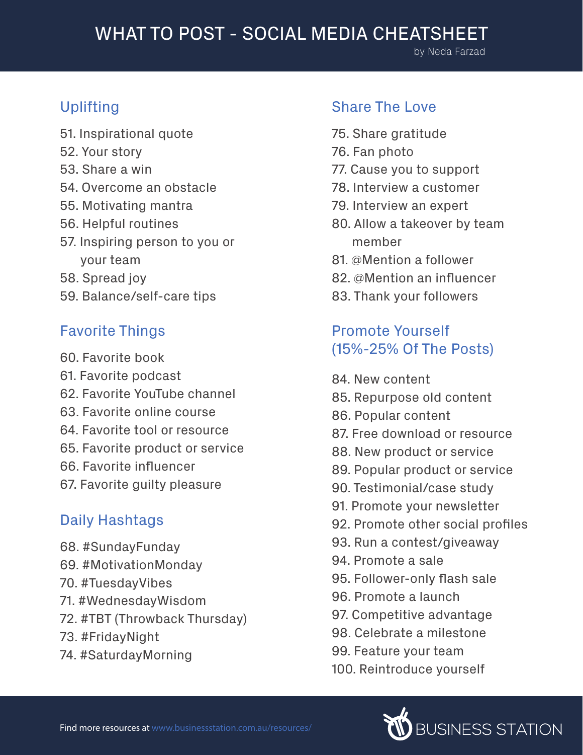# WHAT TO POST - SOCIAL MEDIA CHEATSHEET

by Neda Farzad

## Uplifting

51. Inspirational quote
52. Your story
53. Share a win
54. Overcome an obstacle
55. Motivating mantra
56. Helpful routines
57. Inspiring person to you or your team
58. Spread joy
59. Balance/self-care tips

## Favorite Things

60. Favorite book
61. Favorite podcast
62. Favorite YouTube channel
63. Favorite online course
64. Favorite tool or resource
65. Favorite product or service
66. Favorite influencer
67. Favorite guilty pleasure

## Daily Hashtags

68. #SundayFunday
69. #MotivationMonday
70. #TuesdayVibes
71. #WednesdayWisdom
72. #TBT (Throwback Thursday)
73. #FridayNight
74. #SaturdayMorning

## Share The Love

75. Share gratitude
76. Fan photo
77. Cause you to support
78. Interview a customer
79. Interview an expert
80. Allow a takeover by team member
81. @Mention a follower
82. @Mention an influencer
83. Thank your followers

## Promote Yourself (15%-25% Of The Posts)

84. New content
85. Repurpose old content
86. Popular content
87. Free download or resource
88. New product or service
89. Popular product or service
90. Testimonial/case study
91. Promote your newsletter
92. Promote other social profiles
93. Run a contest/giveaway
94. Promote a sale
95. Follower-only flash sale
96. Promote a launch
97. Competitive advantage
98. Celebrate a milestone
99. Feature your team
100. Reintroduce yourself

Find more resources at www.businessstation.com.au/resources/

BUSINESS STATION